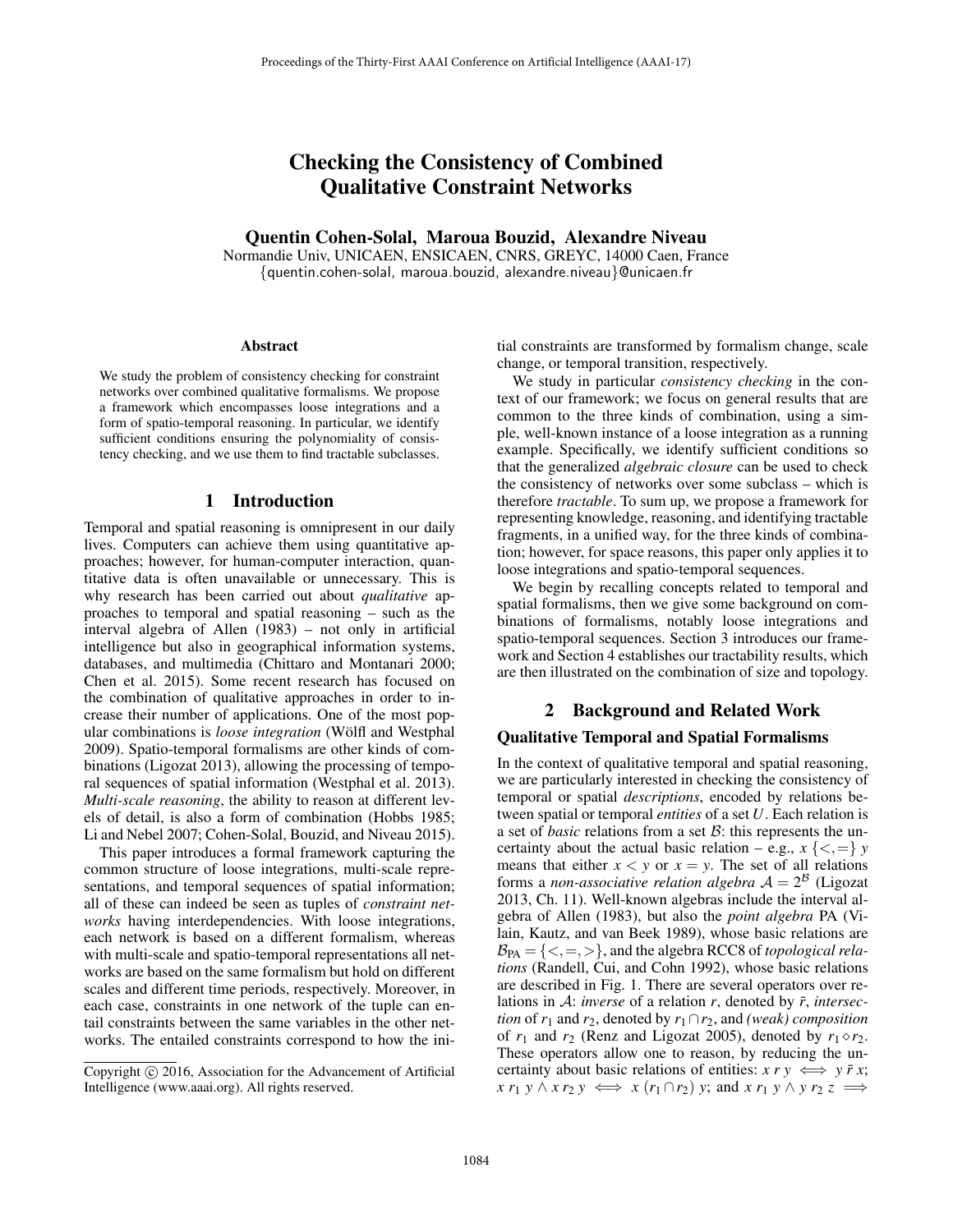# Checking the Consistency of Combined Qualitative Constraint Networks

**Quentin Cohen-Solal, Maroua Bouzid, Alexandre Niveau**

Normandie Univ, UNICAEN, ENSICAEN, CNRS, GREYC, 14000 Caen, France
{quentin.cohen-solal, maroua.bouzid, alexandre.niveau}@unicaen.fr

### Abstract

We study the problem of consistency checking for constraint networks over combined qualitative formalisms. We propose a framework which encompasses loose integrations and a form of spatio-temporal reasoning. In particular, we identify sufficient conditions ensuring the polynomiality of consistency checking, and we use them to find tractable subclasses.

## 1 Introduction

Temporal and spatial reasoning is omnipresent in our daily lives. Computers can achieve them using quantitative approaches; however, for human-computer interaction, quantitative data is often unavailable or unnecessary. This is why research has been carried out about *qualitative* approaches to temporal and spatial reasoning – such as the interval algebra of Allen (1983) – not only in artificial intelligence but also in geographical information systems, databases, and multimedia (Chittaro and Montanari 2000; Chen et al. 2015). Some recent research has focused on the combination of qualitative approaches in order to increase their number of applications. One of the most popular combinations is *loose integration* (Wölfl and Westphal 2009). Spatio-temporal formalisms are other kinds of combinations (Ligozat 2013), allowing the processing of temporal sequences of spatial information (Westphal et al. 2013). *Multi-scale reasoning*, the ability to reason at different levels of detail, is also a form of combination (Hobbs 1985; Li and Nebel 2007; Cohen-Solal, Bouzid, and Niveau 2015).

This paper introduces a formal framework capturing the common structure of loose integrations, multi-scale representations, and temporal sequences of spatial information; all of these can indeed be seen as tuples of *constraint networks* having interdependencies. With loose integrations, each network is based on a different formalism, whereas with multi-scale and spatio-temporal representations all networks are based on the same formalism but hold on different scales and different time periods, respectively. Moreover, in each case, constraints in one network of the tuple can entail constraints between the same variables in the other networks. The entailed constraints correspond to how the initial constraints are transformed by formalism change, scale change, or temporal transition, respectively.

We study in particular *consistency checking* in the context of our framework; we focus on general results that are common to the three kinds of combination, using a simple, well-known instance of a loose integration as a running example. Specifically, we identify sufficient conditions so that the generalized *algebraic closure* can be used to check the consistency of networks over some subclass – which is therefore *tractable*. To sum up, we propose a framework for representing knowledge, reasoning, and identifying tractable fragments, in a unified way, for the three kinds of combination; however, for space reasons, this paper only applies it to loose integrations and spatio-temporal sequences.

We begin by recalling concepts related to temporal and spatial formalisms, then we give some background on combinations of formalisms, notably loose integrations and spatio-temporal sequences. Section 3 introduces our framework and Section 4 establishes our tractability results, which are then illustrated on the combination of size and topology.

## 2 Background and Related Work

### Qualitative Temporal and Spatial Formalisms

In the context of qualitative temporal and spatial reasoning, we are particularly interested in checking the consistency of temporal or spatial *descriptions*, encoded by relations between spatial or temporal *entities* of a set $U$. Each relation is a set of *basic* relations from a set $\mathcal{B}$: this represents the uncertainty about the actual basic relation – e.g., $x \{<,=\} y$ means that either $x < y$ or $x = y$. The set of all relations forms a *non-associative relation algebra* $\mathcal{A} = 2^{\mathcal{B}}$ (Ligozat 2013, Ch. 11). Well-known algebras include the interval algebra of Allen (1983), but also the *point algebra* PA (Vilain, Kautz, and van Beek 1989), whose basic relations are $\mathcal{B}_{\text{PA}} = \{<,=,>\}$, and the algebra RCC8 of *topological relations* (Randell, Cui, and Cohn 1992), whose basic relations are described in Fig. 1. There are several operators over relations in $\mathcal{A}$: *inverse* of a relation $r$, denoted by $\bar{r}$, *intersection* of $r_1$ and $r_2$, denoted by $r_1 \cap r_2$, and *(weak) composition* of $r_1$ and $r_2$ (Renz and Ligozat 2005), denoted by $r_1 \diamond r_2$. These operators allow one to reason, by reducing the uncertainty about basic relations of entities: $x\ r\ y \iff y\ \bar{r}\ x$; $x\ r_1\ y \wedge x\ r_2\ y \iff x\ (r_1 \cap r_2)\ y$; and $x\ r_1\ y \wedge y\ r_2\ z \implies$

Copyright © 2016, Association for the Advancement of Artificial Intelligence (www.aaai.org). All rights reserved.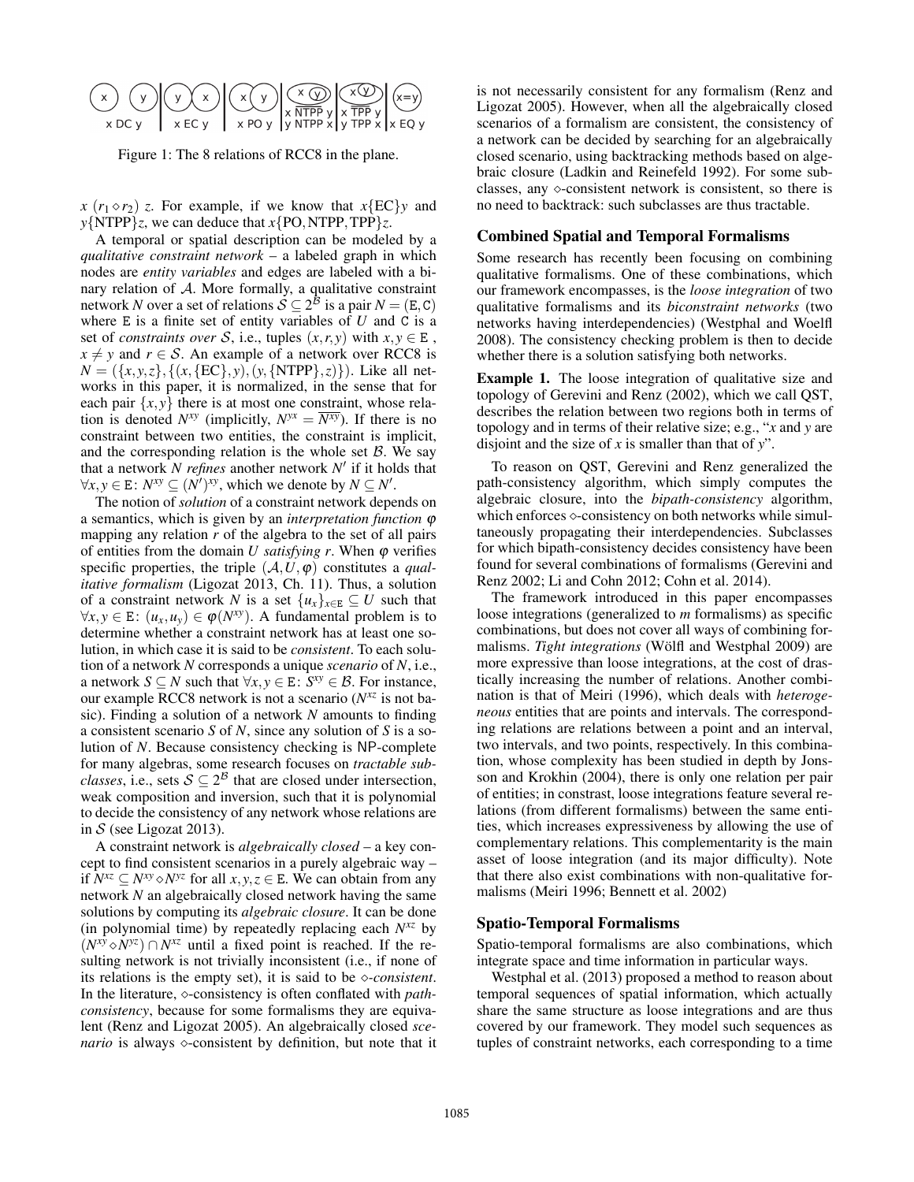Figure 1: The 8 relations of RCC8 in the plane.

$x$ $(r_1 \diamond r_2)$ $z$. For example, if we know that $x\{\text{EC}\}y$ and $y\{\text{NTPP}\}z$, we can deduce that $x\{\text{PO}, \text{NTPP}, \text{TPP}\}z$.

A temporal or spatial description can be modeled by a *qualitative constraint network* – a labeled graph in which nodes are *entity variables* and edges are labeled with a binary relation of $\mathcal{A}$. More formally, a qualitative constraint network $N$ over a set of relations $\mathcal{S} \subseteq 2^{\mathcal{B}}$ is a pair $N = (\mathtt{E}, \mathtt{C})$ where $\mathtt{E}$ is a finite set of entity variables of $U$ and $\mathtt{C}$ is a set of *constraints over* $\mathcal{S}$, i.e., tuples $(x, r, y)$ with $x, y \in \mathtt{E}$, $x \neq y$ and $r \in \mathcal{S}$. An example of a network over RCC8 is $N = (\{x, y, z\}, \{(x, \{\text{EC}\}, y), (y, \{\text{NTPP}\}, z)\})$. Like all networks in this paper, it is normalized, in the sense that for each pair $\{x, y\}$ there is at most one constraint, whose relation is denoted $N^{xy}$ (implicitly, $N^{yx} = \overline{N^{xy}}$). If there is no constraint between two entities, the constraint is implicit, and the corresponding relation is the whole set $\mathcal{B}$. We say that a network $N$ *refines* another network $N'$ if it holds that $\forall x, y \in \mathtt{E}$: $N^{xy} \subseteq (N')^{xy}$, which we denote by $N \subseteq N'$.

The notion of *solution* of a constraint network depends on a semantics, which is given by an *interpretation function* $\varphi$ mapping any relation $r$ of the algebra to the set of all pairs of entities from the domain $U$ *satisfying* $r$. When $\varphi$ verifies specific properties, the triple $(\mathcal{A}, U, \varphi)$ constitutes a *qualitative formalism* (Ligozat 2013, Ch. 11). Thus, a solution of a constraint network $N$ is a set $\{u_x\}_{x \in \mathtt{E}} \subseteq U$ such that $\forall x, y \in \mathtt{E}$: $(u_x, u_y) \in \varphi(N^{xy})$. A fundamental problem is to determine whether a constraint network has at least one solution, in which case it is said to be *consistent*. To each solution of a network $N$ corresponds a unique *scenario* of $N$, i.e., a network $S \subseteq N$ such that $\forall x, y \in \mathtt{E}$: $S^{xy} \in \mathcal{B}$. For instance, our example RCC8 network is not a scenario ($N^{xz}$ is not basic). Finding a solution of a network $N$ amounts to finding a consistent scenario $S$ of $N$, since any solution of $S$ is a solution of $N$. Because consistency checking is NP-complete for many algebras, some research focuses on *tractable subclasses*, i.e., sets $\mathcal{S} \subseteq 2^{\mathcal{B}}$ that are closed under intersection, weak composition and inversion, such that it is polynomial to decide the consistency of any network whose relations are in $\mathcal{S}$ (see Ligozat 2013).

A constraint network is *algebraically closed* – a key concept to find consistent scenarios in a purely algebraic way – if $N^{xz} \subseteq N^{xy} \diamond N^{yz}$ for all $x, y, z \in \mathtt{E}$. We can obtain from any network $N$ an algebraically closed network having the same solutions by computing its *algebraic closure*. It can be done (in polynomial time) by repeatedly replacing each $N^{xz}$ by $(N^{xy} \diamond N^{yz}) \cap N^{xz}$ until a fixed point is reached. If the resulting network is not trivially inconsistent (i.e., if none of its relations is the empty set), it is said to be $\diamond$*-consistent*. In the literature, $\diamond$-consistency is often conflated with *path-consistency*, because for some formalisms they are equivalent (Renz and Ligozat 2005). An algebraically closed *scenario* is always $\diamond$-consistent by definition, but note that it is not necessarily consistent for any formalism (Renz and Ligozat 2005). However, when all the algebraically closed scenarios of a formalism are consistent, the consistency of a network can be decided by searching for an algebraically closed scenario, using backtracking methods based on algebraic closure (Ladkin and Reinefeld 1992). For some subclasses, any $\diamond$-consistent network is consistent, so there is no need to backtrack: such subclasses are thus tractable.

## Combined Spatial and Temporal Formalisms

Some research has recently been focusing on combining qualitative formalisms. One of these combinations, which our framework encompasses, is the *loose integration* of two qualitative formalisms and its *biconstraint networks* (two networks having interdependencies) (Westphal and Woelfl 2008). The consistency checking problem is then to decide whether there is a solution satisfying both networks.

**Example 1.** The loose integration of qualitative size and topology of Gerevini and Renz (2002), which we call QST, describes the relation between two regions both in terms of topology and in terms of their relative size; e.g., "$x$ and $y$ are disjoint and the size of $x$ is smaller than that of $y$".

To reason on QST, Gerevini and Renz generalized the path-consistency algorithm, which simply computes the algebraic closure, into the *bipath-consistency* algorithm, which enforces $\diamond$-consistency on both networks while simultaneously propagating their interdependencies. Subclasses for which bipath-consistency decides consistency have been found for several combinations of formalisms (Gerevini and Renz 2002; Li and Cohn 2012; Cohn et al. 2014).

The framework introduced in this paper encompasses loose integrations (generalized to $m$ formalisms) as specific combinations, but does not cover all ways of combining formalisms. *Tight integrations* (Wölfl and Westphal 2009) are more expressive than loose integrations, at the cost of drastically increasing the number of relations. Another combination is that of Meiri (1996), which deals with *heterogeneous* entities that are points and intervals. The corresponding relations are relations between a point and an interval, two intervals, and two points, respectively. In this combination, whose complexity has been studied in depth by Jonsson and Krokhin (2004), there is only one relation per pair of entities; in constrast, loose integrations feature several relations (from different formalisms) between the same entities, which increases expressiveness by allowing the use of complementary relations. This complementarity is the main asset of loose integration (and its major difficulty). Note that there also exist combinations with non-qualitative formalisms (Meiri 1996; Bennett et al. 2002)

## Spatio-Temporal Formalisms

Spatio-temporal formalisms are also combinations, which integrate space and time information in particular ways.

Westphal et al. (2013) proposed a method to reason about temporal sequences of spatial information, which actually share the same structure as loose integrations and are thus covered by our framework. They model such sequences as tuples of constraint networks, each corresponding to a time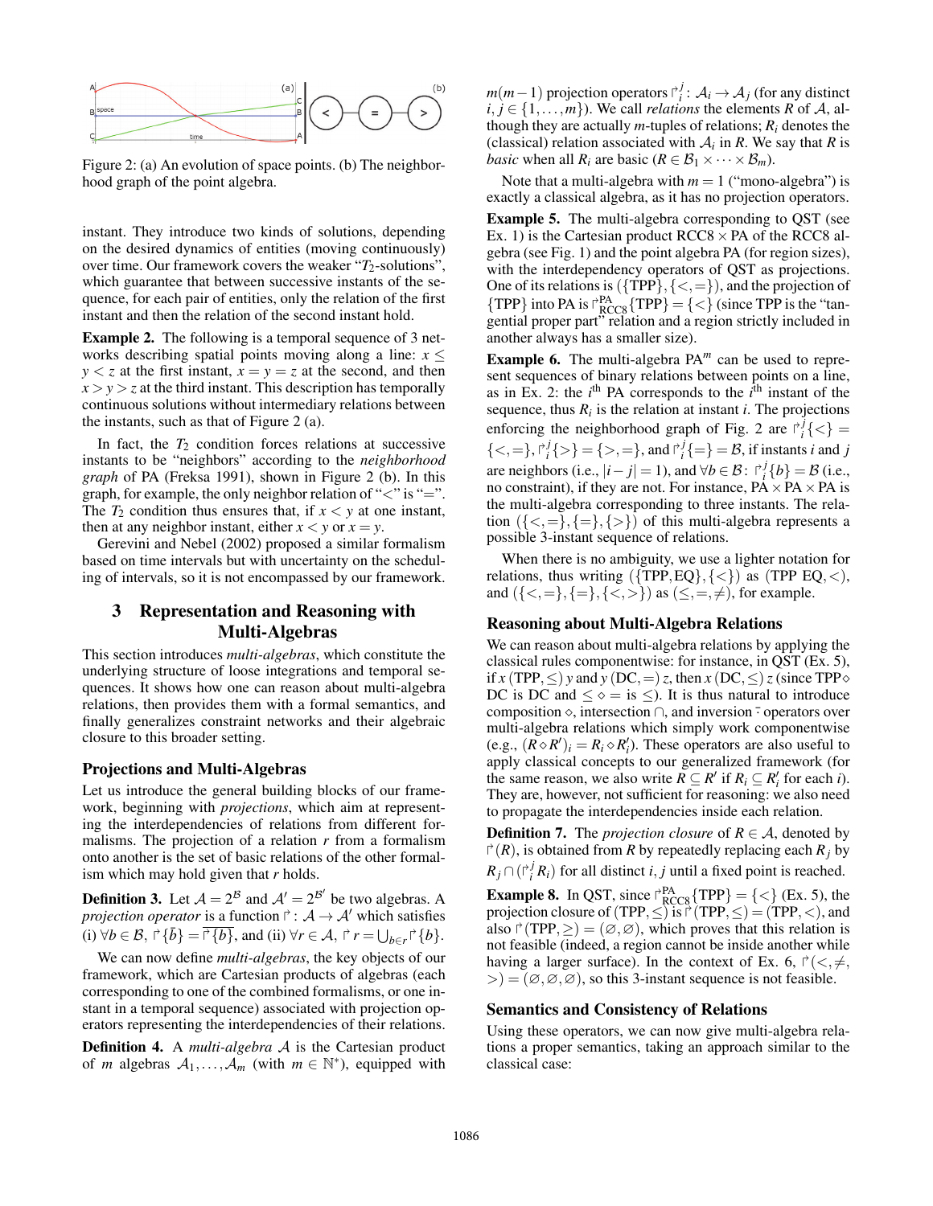Figure 2: (a) An evolution of space points. (b) The neighborhood graph of the point algebra.

instant. They introduce two kinds of solutions, depending on the desired dynamics of entities (moving continuously) over time. Our framework covers the weaker "$T_2$-solutions", which guarantee that between successive instants of the sequence, for each pair of entities, only the relation of the first instant and then the relation of the second instant hold.

**Example 2.** The following is a temporal sequence of 3 networks describing spatial points moving along a line: $x \leq y < z$ at the first instant, $x = y = z$ at the second, and then $x > y > z$ at the third instant. This description has temporally continuous solutions without intermediary relations between the instants, such as that of Figure 2 (a).

In fact, the $T_2$ condition forces relations at successive instants to be "neighbors" according to the *neighborhood graph* of PA (Freksa 1991), shown in Figure 2 (b). In this graph, for example, the only neighbor relation of "$<$" is "$=$". The $T_2$ condition thus ensures that, if $x < y$ at one instant, then at any neighbor instant, either $x < y$ or $x = y$.

Gerevini and Nebel (2002) proposed a similar formalism based on time intervals but with uncertainty on the scheduling of intervals, so it is not encompassed by our framework.

# 3 Representation and Reasoning with Multi-Algebras

This section introduces *multi-algebras*, which constitute the underlying structure of loose integrations and temporal sequences. It shows how one can reason about multi-algebra relations, then provides them with a formal semantics, and finally generalizes constraint networks and their algebraic closure to this broader setting.

## Projections and Multi-Algebras

Let us introduce the general building blocks of our framework, beginning with *projections*, which aim at representing the interdependencies of relations from different formalisms. The projection of a relation $r$ from a formalism onto another is the set of basic relations of the other formalism which may hold given that $r$ holds.

**Definition 3.** Let $\mathcal{A} = 2^{\mathcal{B}}$ and $\mathcal{A}' = 2^{\mathcal{B}'}$ be two algebras. A *projection operator* is a function $\upharpoonright : \mathcal{A} \to \mathcal{A}'$ which satisfies (i) $\forall b \in \mathcal{B}$, $\upharpoonright\{\breve{b}\} = \breve{\upharpoonright\{b\}}$, and (ii) $\forall r \in \mathcal{A}$, $\upharpoonright r = \bigcup_{b \in r} \upharpoonright\{b\}$.

We can now define *multi-algebras*, the key objects of our framework, which are Cartesian products of algebras (each corresponding to one of the combined formalisms, or one instant in a temporal sequence) associated with projection operators representing the interdependencies of their relations.

**Definition 4.** A *multi-algebra* $\mathcal{A}$ is the Cartesian product of $m$ algebras $\mathcal{A}_1, \dots, \mathcal{A}_m$ (with $m \in \mathbb{N}^*$), equipped with $m(m-1)$ projection operators $\upharpoonright_i^j : \mathcal{A}_i \to \mathcal{A}_j$ (for any distinct $i, j \in \{1, \dots, m\}$). We call *relations* the elements $R$ of $\mathcal{A}$, although they are actually $m$-tuples of relations; $R_i$ denotes the (classical) relation associated with $\mathcal{A}_i$ in $R$. We say that $R$ is *basic* when all $R_i$ are basic ($R \in \mathcal{B}_1 \times \cdots \times \mathcal{B}_m$).

Note that a multi-algebra with $m = 1$ ("mono-algebra") is exactly a classical algebra, as it has no projection operators.

**Example 5.** The multi-algebra corresponding to QST (see Ex. 1) is the Cartesian product RCC8 × PA of the RCC8 algebra (see Fig. 1) and the point algebra PA (for region sizes), with the interdependency operators of QST as projections. One of its relations is $(\{\text{TPP}\}, \{<, =\})$, and the projection of $\{\text{TPP}\}$ into PA is $\upharpoonright_{\text{RCC8}}^{\text{PA}}\{\text{TPP}\} = \{<\}$ (since TPP is the "tangential proper part" relation and a region strictly included in another always has a smaller size).

**Example 6.** The multi-algebra $\text{PA}^m$ can be used to represent sequences of binary relations between points on a line, as in Ex. 2: the $i^{\text{th}}$ PA corresponds to the $i^{\text{th}}$ instant of the sequence, thus $R_i$ is the relation at instant $i$. The projections enforcing the neighborhood graph of Fig. 2 are $\upharpoonright_i^j\{<\} = \{<, =\}$, $\upharpoonright_i^j\{>\} = \{>, =\}$, and $\upharpoonright_i^j\{=\} = \mathcal{B}$, if instants $i$ and $j$ are neighbors (i.e., $|i - j| = 1$), and $\forall b \in \mathcal{B}$: $\upharpoonright_i^j\{b\} = \mathcal{B}$ (i.e., no constraint), if they are not. For instance, PA × PA × PA is the multi-algebra corresponding to three instants. The relation $(\{<, =\}, \{=\}, \{>\})$ of this multi-algebra represents a possible 3-instant sequence of relations.

When there is no ambiguity, we use a lighter notation for relations, thus writing $(\{\text{TPP}, \text{EQ}\}, \{<\})$ as (TPP EQ, $<$), and $(\{<, =\}, \{=\}, \{<, >\})$ as $(\leq, =, \neq)$, for example.

## Reasoning about Multi-Algebra Relations

We can reason about multi-algebra relations by applying the classical rules componentwise: for instance, in QST (Ex. 5), if $x$ (TPP, $\leq$) $y$ and $y$ (DC, $=$) $z$, then $x$ (DC, $\leq$) $z$ (since TPP $\diamond$ DC is DC and $\leq \diamond =$ is $\leq$). It is thus natural to introduce composition $\diamond$, intersection $\cap$, and inversion $\breve{\cdot}$ operators over multi-algebra relations which simply work componentwise (e.g., $(R \diamond R')_i = R_i \diamond R'_i$). These operators are also useful to apply classical concepts to our generalized framework (for the same reason, we also write $R \subseteq R'$ if $R_i \subseteq R'_i$ for each $i$). They are, however, not sufficient for reasoning: we also need to propagate the interdependencies inside each relation.

**Definition 7.** The *projection closure* of $R \in \mathcal{A}$, denoted by $\upharpoonright(R)$, is obtained from $R$ by repeatedly replacing each $R_j$ by $R_j \cap (\upharpoonright_i^j R_i)$ for all distinct $i, j$ until a fixed point is reached.

**Example 8.** In QST, since $\upharpoonright_{\text{RCC8}}^{\text{PA}}\{\text{TPP}\} = \{<\}$ (Ex. 5), the projection closure of (TPP, $\leq$) is $\upharpoonright$(TPP, $\leq$) = (TPP, $<$), and also $\upharpoonright$(TPP, $\geq$) = $(\varnothing, \varnothing)$, which proves that this relation is not feasible (indeed, a region cannot be inside another while having a larger surface). In the context of Ex. 6, $\upharpoonright(<, \neq, >) = (\varnothing, \varnothing, \varnothing)$, so this 3-instant sequence is not feasible.

## Semantics and Consistency of Relations

Using these operators, we can now give multi-algebra relations a proper semantics, taking an approach similar to the classical case: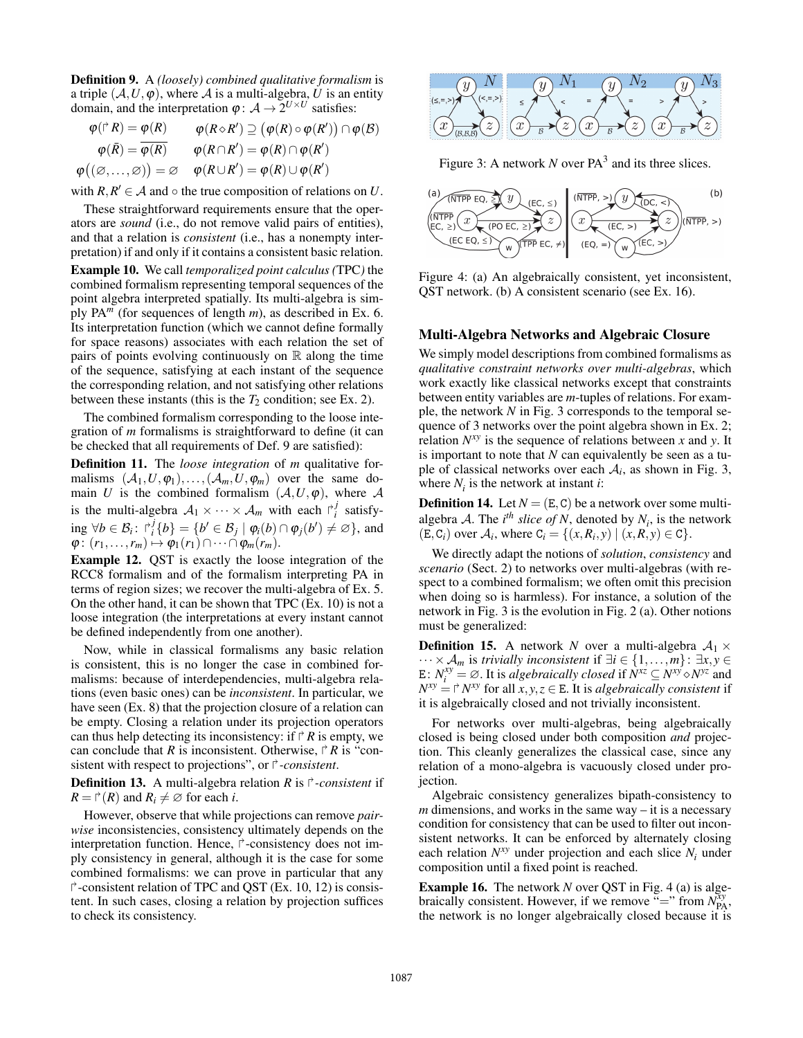**Definition 9.** A *(loosely) combined qualitative formalism* is a triple $(\mathcal{A}, U, \varphi)$, where $\mathcal{A}$ is a multi-algebra, $U$ is an entity domain, and the interpretation $\varphi\colon \mathcal{A} \to 2^{U\times U}$ satisfies:

$$\varphi(\upharpoonright R) = \varphi(R) \qquad \varphi(R \diamond R') \supseteq \big(\varphi(R) \circ \varphi(R')\big) \cap \varphi(\mathcal{B})$$
$$\varphi(\bar{R}) = \overline{\varphi(R)} \qquad \varphi(R \cap R') = \varphi(R) \cap \varphi(R')$$
$$\varphi\big((\varnothing,\dots,\varnothing)\big) = \varnothing \qquad \varphi(R \cup R') = \varphi(R) \cup \varphi(R')$$

with $R, R' \in \mathcal{A}$ and $\circ$ the true composition of relations on $U$.

These straightforward requirements ensure that the operators are *sound* (i.e., do not remove valid pairs of entities), and that a relation is *consistent* (i.e., has a nonempty interpretation) if and only if it contains a consistent basic relation.

**Example 10.** We call *temporalized point calculus (*TPC*)* the combined formalism representing temporal sequences of the point algebra interpreted spatially. Its multi-algebra is simply PA$^m$ (for sequences of length $m$), as described in Ex. 6. Its interpretation function (which we cannot define formally for space reasons) associates with each relation the set of pairs of points evolving continuously on $\mathbb{R}$ along the time of the sequence, satisfying at each instant of the sequence the corresponding relation, and not satisfying other relations between these instants (this is the $T_2$ condition; see Ex. 2).

The combined formalism corresponding to the loose integration of $m$ formalisms is straightforward to define (it can be checked that all requirements of Def. 9 are satisfied):

**Definition 11.** The *loose integration* of $m$ qualitative formalisms $(\mathcal{A}_1, U, \varphi_1), \dots, (\mathcal{A}_m, U, \varphi_m)$ over the same domain $U$ is the combined formalism $(\mathcal{A}, U, \varphi)$, where $\mathcal{A}$ is the multi-algebra $\mathcal{A}_1 \times \cdots \times \mathcal{A}_m$ with each $\upharpoonright_i^j$ satisfying $\forall b \in \mathcal{B}_i\colon \upharpoonright_i^j\{b\} = \{b' \in \mathcal{B}_j \mid \varphi_i(b) \cap \varphi_j(b') \neq \varnothing\}$, and $\varphi\colon (r_1,\dots,r_m) \mapsto \varphi_1(r_1) \cap \cdots \cap \varphi_m(r_m)$.

**Example 12.** QST is exactly the loose integration of the RCC8 formalism and of the formalism interpreting PA in terms of region sizes; we recover the multi-algebra of Ex. 5. On the other hand, it can be shown that TPC (Ex. 10) is not a loose integration (the interpretations at every instant cannot be defined independently from one another).

Now, while in classical formalisms any basic relation is consistent, this is no longer the case in combined formalisms: because of interdependencies, multi-algebra relations (even basic ones) can be *inconsistent*. In particular, we have seen (Ex. 8) that the projection closure of a relation can be empty. Closing a relation under its projection operators can thus help detecting its inconsistency: if $\upharpoonright R$ is empty, we can conclude that $R$ is inconsistent. Otherwise, $\upharpoonright R$ is "consistent with respect to projections", or $\upharpoonright$*-consistent*.

**Definition 13.** A multi-algebra relation $R$ is $\upharpoonright$*-consistent* if $R = \upharpoonright(R)$ and $R_i \neq \varnothing$ for each $i$.

However, observe that while projections can remove *pairwise* inconsistencies, consistency ultimately depends on the interpretation function. Hence, $\upharpoonright$-consistency does not imply consistency in general, although it is the case for some combined formalisms: we can prove in particular that any $\upharpoonright$-consistent relation of TPC and QST (Ex. 10, 12) is consistent. In such cases, closing a relation by projection suffices to check its consistency.

Figure 3: A network $N$ over PA$^3$ and its three slices.

Figure 4: (a) An algebraically consistent, yet inconsistent, QST network. (b) A consistent scenario (see Ex. 16).

## Multi-Algebra Networks and Algebraic Closure

We simply model descriptions from combined formalisms as *qualitative constraint networks over multi-algebras*, which work exactly like classical networks except that constraints between entity variables are $m$-tuples of relations. For example, the network $N$ in Fig. 3 corresponds to the temporal sequence of 3 networks over the point algebra shown in Ex. 2; relation $N^{xy}$ is the sequence of relations between $x$ and $y$. It is important to note that $N$ can equivalently be seen as a tuple of classical networks over each $\mathcal{A}_i$, as shown in Fig. 3, where $N_i$ is the network at instant $i$:

**Definition 14.** Let $N = (\mathtt{E}, \mathtt{C})$ be a network over some multi-algebra $\mathcal{A}$. The $i^{th}$ *slice of* $N$, denoted by $N_i$, is the network $(\mathtt{E}, \mathtt{C}_i)$ over $\mathcal{A}_i$, where $\mathtt{C}_i = \{(x, R_i, y) \mid (x, R, y) \in \mathtt{C}\}$.

We directly adapt the notions of *solution*, *consistency* and *scenario* (Sect. 2) to networks over multi-algebras (with respect to a combined formalism; we often omit this precision when doing so is harmless). For instance, a solution of the network in Fig. 3 is the evolution in Fig. 2 (a). Other notions must be generalized:

**Definition 15.** A network $N$ over a multi-algebra $\mathcal{A}_1 \times \cdots \times \mathcal{A}_m$ is *trivially inconsistent* if $\exists i \in \{1,\dots,m\}\colon \exists x, y \in \mathtt{E}\colon N_i^{xy} = \varnothing$. It is *algebraically closed* if $N^{xz} \subseteq N^{xy} \diamond N^{yz}$ and $N^{xy} = \upharpoonright N^{xy}$ for all $x, y, z \in \mathtt{E}$. It is *algebraically consistent* if it is algebraically closed and not trivially inconsistent.

For networks over multi-algebras, being algebraically closed is being closed under both composition *and* projection. This cleanly generalizes the classical case, since any relation of a mono-algebra is vacuously closed under projection.

Algebraic consistency generalizes bipath-consistency to $m$ dimensions, and works in the same way – it is a necessary condition for consistency that can be used to filter out inconsistent networks. It can be enforced by alternately closing each relation $N^{xy}$ under projection and each slice $N_i$ under composition until a fixed point is reached.

**Example 16.** The network $N$ over QST in Fig. 4 (a) is algebraically consistent. However, if we remove "=" from $N_{\text{PA}}^{xy}$, the network is no longer algebraically closed because it is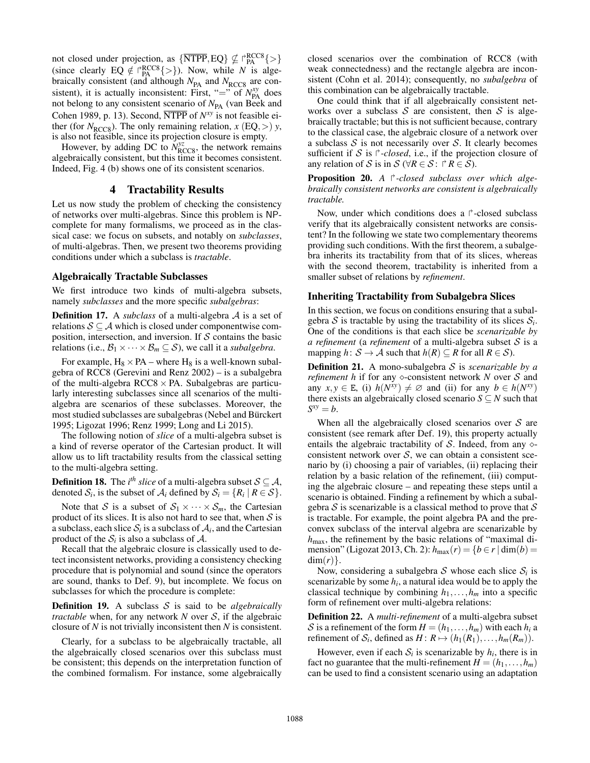not closed under projection, as $\{\overline{\text{NTPP}}, \text{EQ}\} \not\subseteq \upharpoonright^{\text{RCC8}}_{\text{PA}}\{>\}$ (since clearly $\text{EQ} \notin \upharpoonright^{\text{RCC8}}_{\text{PA}}\{>\}$). Now, while $N$ is algebraically consistent (and although $N_{\text{PA}}$ and $N_{\text{RCC8}}$ are consistent), it is actually inconsistent: First, "=" of $N^{xy}_{\text{PA}}$ does not belong to any consistent scenario of $N_{\text{PA}}$ (van Beek and Cohen 1989, p. 13). Second, $\overline{\text{NTPP}}$ of $N^{xy}$ is not feasible either (for $N_{\text{RCC8}}$). The only remaining relation, $x\ (\text{EQ},>)\ y$, is also not feasible, since its projection closure is empty.

However, by adding DC to $N^{yz}_{\text{RCC8}}$, the network remains algebraically consistent, but this time it becomes consistent. Indeed, Fig. 4 (b) shows one of its consistent scenarios.

## 4 Tractability Results

Let us now study the problem of checking the consistency of networks over multi-algebras. Since this problem is NP-complete for many formalisms, we proceed as in the classical case: we focus on subsets, and notably on *subclasses*, of multi-algebras. Then, we present two theorems providing conditions under which a subclass is *tractable*.

### Algebraically Tractable Subclasses

We first introduce two kinds of multi-algebra subsets, namely *subclasses* and the more specific *subalgebras*:

**Definition 17.** A *subclass* of a multi-algebra $\mathcal{A}$ is a set of relations $\mathcal{S} \subseteq \mathcal{A}$ which is closed under componentwise composition, intersection, and inversion. If $\mathcal{S}$ contains the basic relations (i.e., $\mathcal{B}_1 \times \cdots \times \mathcal{B}_m \subseteq \mathcal{S}$), we call it a *subalgebra*.

For example, $\text{H}_8 \times \text{PA}$ – where $\text{H}_8$ is a well-known subalgebra of RCC8 (Gerevini and Renz 2002) – is a subalgebra of the multi-algebra $\text{RCC8} \times \text{PA}$. Subalgebras are particularly interesting subclasses since all scenarios of the multi-algebra are scenarios of these subclasses. Moreover, the most studied subclasses are subalgebras (Nebel and Bürckert 1995; Ligozat 1996; Renz 1999; Long and Li 2015).

The following notion of *slice* of a multi-algebra subset is a kind of reverse operator of the Cartesian product. It will allow us to lift tractability results from the classical setting to the multi-algebra setting.

**Definition 18.** The *$i^{th}$ slice* of a multi-algebra subset $\mathcal{S} \subseteq \mathcal{A}$, denoted $\mathcal{S}_i$, is the subset of $\mathcal{A}_i$ defined by $\mathcal{S}_i = \{R_i \mid R \in \mathcal{S}\}$.

Note that $\mathcal{S}$ is a subset of $\mathcal{S}_1 \times \cdots \times \mathcal{S}_m$, the Cartesian product of its slices. It is also not hard to see that, when $\mathcal{S}$ is a subclass, each slice $\mathcal{S}_i$ is a subclass of $\mathcal{A}_i$, and the Cartesian product of the $\mathcal{S}_i$ is also a subclass of $\mathcal{A}$.

Recall that the algebraic closure is classically used to detect inconsistent networks, providing a consistency checking procedure that is polynomial and sound (since the operators are sound, thanks to Def. 9), but incomplete. We focus on subclasses for which the procedure is complete:

**Definition 19.** A subclass $\mathcal{S}$ is said to be *algebraically tractable* when, for any network $N$ over $\mathcal{S}$, if the algebraic closure of $N$ is not trivially inconsistent then $N$ is consistent.

Clearly, for a subclass to be algebraically tractable, all the algebraically closed scenarios over this subclass must be consistent; this depends on the interpretation function of the combined formalism. For instance, some algebraically closed scenarios over the combination of RCC8 (with weak connectedness) and the rectangle algebra are inconsistent (Cohn et al. 2014); consequently, no *subalgebra* of this combination can be algebraically tractable.

One could think that if all algebraically consistent networks over a subclass $\mathcal{S}$ are consistent, then $\mathcal{S}$ is algebraically tractable; but this is not sufficient because, contrary to the classical case, the algebraic closure of a network over a subclass $\mathcal{S}$ is not necessarily over $\mathcal{S}$. It clearly becomes sufficient if $\mathcal{S}$ is $\upharpoonright$*-closed*, i.e., if the projection closure of any relation of $\mathcal{S}$ is in $\mathcal{S}$ ($\forall R \in \mathcal{S} \colon \upharpoonright R \in \mathcal{S}$).

**Proposition 20.** *A $\upharpoonright$-closed subclass over which algebraically consistent networks are consistent is algebraically tractable.*

Now, under which conditions does a $\upharpoonright$-closed subclass verify that its algebraically consistent networks are consistent? In the following we state two complementary theorems providing such conditions. With the first theorem, a subalgebra inherits its tractability from that of its slices, whereas with the second theorem, tractability is inherited from a smaller subset of relations by *refinement*.

### Inheriting Tractability from Subalgebra Slices

In this section, we focus on conditions ensuring that a subalgebra $\mathcal{S}$ is tractable by using the tractability of its slices $\mathcal{S}_i$. One of the conditions is that each slice be *scenarizable by a refinement* (a *refinement* of a multi-algebra subset $\mathcal{S}$ is a mapping $h \colon \mathcal{S} \to \mathcal{A}$ such that $h(R) \subseteq R$ for all $R \in \mathcal{S}$).

**Definition 21.** A mono-subalgebra $\mathcal{S}$ is *scenarizable by a refinement $h$* if for any $\diamond$-consistent network $N$ over $\mathcal{S}$ and any $x, y \in \text{E}$, (i) $h(N^{xy}) \neq \varnothing$ and (ii) for any $b \in h(N^{xy})$ there exists an algebraically closed scenario $S \subseteq N$ such that $S^{xy} = b$.

When all the algebraically closed scenarios over $\mathcal{S}$ are consistent (see remark after Def. 19), this property actually entails the algebraic tractability of $\mathcal{S}$. Indeed, from any $\diamond$-consistent network over $\mathcal{S}$, we can obtain a consistent scenario by (i) choosing a pair of variables, (ii) replacing their relation by a basic relation of the refinement, (iii) computing the algebraic closure – and repeating these steps until a scenario is obtained. Finding a refinement by which a subalgebra $\mathcal{S}$ is scenarizable is a classical method to prove that $\mathcal{S}$ is tractable. For example, the point algebra PA and the preconvex subclass of the interval algebra are scenarizable by $h_{\max}$, the refinement by the basic relations of "maximal dimension" (Ligozat 2013, Ch. 2): $h_{\max}(r) = \{b \in r \mid \dim(b) = \dim(r)\}$.

Now, considering a subalgebra $\mathcal{S}$ whose each slice $\mathcal{S}_i$ is scenarizable by some $h_i$, a natural idea would be to apply the classical technique by combining $h_1, \ldots, h_m$ into a specific form of refinement over multi-algebra relations:

**Definition 22.** A *multi-refinement* of a multi-algebra subset $\mathcal{S}$ is a refinement of the form $H = (h_1, \ldots, h_m)$ with each $h_i$ a refinement of $\mathcal{S}_i$, defined as $H \colon R \mapsto (h_1(R_1), \ldots, h_m(R_m))$.

However, even if each $\mathcal{S}_i$ is scenarizable by $h_i$, there is in fact no guarantee that the multi-refinement $H = (h_1, \ldots, h_m)$ can be used to find a consistent scenario using an adaptation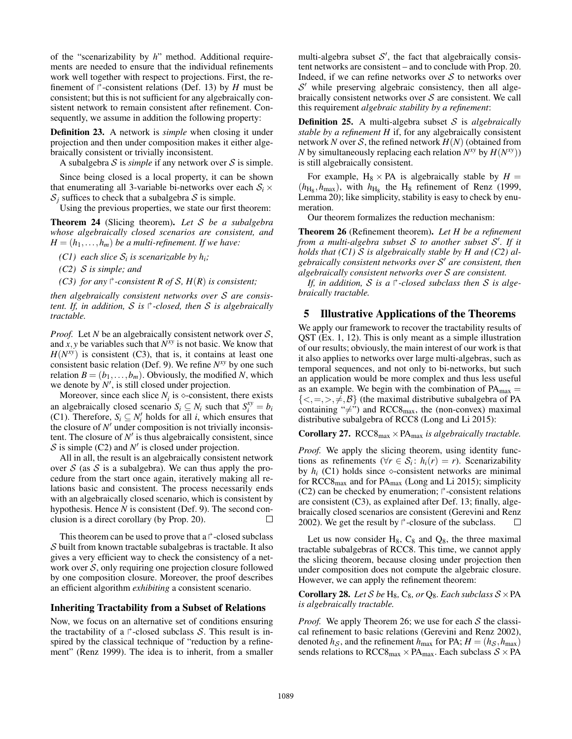of the "scenarizability by $h$" method. Additional requirements are needed to ensure that the individual refinements work well together with respect to projections. First, the refinement of $\vec{\phantom{x}}$-consistent relations (Def. 13) by $H$ must be consistent; but this is not sufficient for any algebraically consistent network to remain consistent after refinement. Consequently, we assume in addition the following property:

**Definition 23.** A network is *simple* when closing it under projection and then under composition makes it either algebraically consistent or trivially inconsistent.

A subalgebra $\mathcal{S}$ is *simple* if any network over $\mathcal{S}$ is simple.

Since being closed is a local property, it can be shown that enumerating all 3-variable bi-networks over each $\mathcal{S}_i \times \mathcal{S}_j$ suffices to check that a subalgebra $\mathcal{S}$ is simple.

Using the previous properties, we state our first theorem:

**Theorem 24** (Slicing theorem)**.** *Let $\mathcal{S}$ be a subalgebra whose algebraically closed scenarios are consistent, and $H = (h_1, \ldots, h_m)$ be a multi-refinement. If we have:*

- *(C1) each slice $\mathcal{S}_i$ is scenarizable by $h_i$;*
- *(C2) $\mathcal{S}$ is simple; and*
- *(C3) for any $\vec{\phantom{x}}$-consistent $R$ of $\mathcal{S}$, $H(R)$ is consistent;*

*then algebraically consistent networks over $\mathcal{S}$ are consistent. If, in addition, $\mathcal{S}$ is $\vec{\phantom{x}}$-closed, then $\mathcal{S}$ is algebraically tractable.*

*Proof.* Let $N$ be an algebraically consistent network over $\mathcal{S}$, and $x, y$ be variables such that $N^{xy}$ is not basic. We know that $H(N^{xy})$ is consistent (C3), that is, it contains at least one consistent basic relation (Def. 9). We refine $N^{xy}$ by one such relation $B = (b_1, \ldots, b_m)$. Obviously, the modified $N$, which we denote by $N'$, is still closed under projection.

Moreover, since each slice $N_i$ is $\diamond$-consistent, there exists an algebraically closed scenario $S_i \subseteq N_i$ such that $S_i^{xy} = b_i$ (C1). Therefore, $S_i \subseteq N'_i$ holds for all $i$, which ensures that the closure of $N'$ under composition is not trivially inconsistent. The closure of $N'$ is thus algebraically consistent, since $\mathcal{S}$ is simple (C2) and $N'$ is closed under projection.

All in all, the result is an algebraically consistent network over $\mathcal{S}$ (as $\mathcal{S}$ is a subalgebra). We can thus apply the procedure from the start once again, iteratively making all relations basic and consistent. The process necessarily ends with an algebraically closed scenario, which is consistent by hypothesis. Hence $N$ is consistent (Def. 9). The second conclusion is a direct corollary (by Prop. 20). □

This theorem can be used to prove that a $\vec{\phantom{x}}$-closed subclass $\mathcal{S}$ built from known tractable subalgebras is tractable. It also gives a very efficient way to check the consistency of a network over $\mathcal{S}$, only requiring one projection closure followed by one composition closure. Moreover, the proof describes an efficient algorithm *exhibiting* a consistent scenario.

### Inheriting Tractability from a Subset of Relations

Now, we focus on an alternative set of conditions ensuring the tractability of a $\vec{\phantom{x}}$-closed subclass $\mathcal{S}$. This result is inspired by the classical technique of "reduction by a refinement" (Renz 1999). The idea is to inherit, from a smaller multi-algebra subset $\mathcal{S}'$, the fact that algebraically consistent networks are consistent – and to conclude with Prop. 20. Indeed, if we can refine networks over $\mathcal{S}$ to networks over $\mathcal{S}'$ while preserving algebraic consistency, then all algebraically consistent networks over $\mathcal{S}$ are consistent. We call this requirement *algebraic stability by a refinement*:

**Definition 25.** A multi-algebra subset $\mathcal{S}$ is *algebraically stable by a refinement $H$* if, for any algebraically consistent network $N$ over $\mathcal{S}$, the refined network $H(N)$ (obtained from $N$ by simultaneously replacing each relation $N^{xy}$ by $H(N^{xy})$) is still algebraically consistent.

For example, $\mathrm{H}_8 \times \mathrm{PA}$ is algebraically stable by $H = (h_{\mathrm{H}_8}, h_{\max})$, with $h_{\mathrm{H}_8}$ the $\mathrm{H}_8$ refinement of Renz (1999, Lemma 20); like simplicity, stability is easy to check by enumeration.

Our theorem formalizes the reduction mechanism:

**Theorem 26** (Refinement theorem)**.** *Let $H$ be a refinement from a multi-algebra subset $\mathcal{S}$ to another subset $\mathcal{S}'$. If it holds that (C1) $\mathcal{S}$ is algebraically stable by $H$ and (C2) algebraically consistent networks over $\mathcal{S}'$ are consistent, then algebraically consistent networks over $\mathcal{S}$ are consistent.*

*If, in addition, $\mathcal{S}$ is a $\vec{\phantom{x}}$-closed subclass then $\mathcal{S}$ is algebraically tractable.*

## 5 Illustrative Applications of the Theorems

We apply our framework to recover the tractability results of QST (Ex. 1, 12). This is only meant as a simple illustration of our results; obviously, the main interest of our work is that it also applies to networks over large multi-algebras, such as temporal sequences, and not only to bi-networks, but such an application would be more complex and thus less useful as an example. We begin with the combination of $\mathrm{PA}_{\max} = \{<, =, >, \neq, \mathcal{B}\}$ (the maximal distributive subalgebra of PA containing "$\neq$") and $\mathrm{RCC8}_{\max}$, the (non-convex) maximal distributive subalgebra of RCC8 (Long and Li 2015):

**Corollary 27.** *$\mathrm{RCC8}_{\max} \times \mathrm{PA}_{\max}$ is algebraically tractable.*

*Proof.* We apply the slicing theorem, using identity functions as refinements ($\forall r \in \mathcal{S}_i$: $h_i(r) = r$). Scenarizability by $h_i$ (C1) holds since $\diamond$-consistent networks are minimal for $\mathrm{RCC8}_{\max}$ and for $\mathrm{PA}_{\max}$ (Long and Li 2015); simplicity (C2) can be checked by enumeration; $\vec{\phantom{x}}$-consistent relations are consistent (C3), as explained after Def. 13; finally, algebraically closed scenarios are consistent (Gerevini and Renz 2002). We get the result by $\vec{\phantom{x}}$-closure of the subclass. □

Let us now consider $\mathrm{H}_8$, $\mathrm{C}_8$ and $\mathrm{Q}_8$, the three maximal tractable subalgebras of RCC8. This time, we cannot apply the slicing theorem, because closing under projection then under composition does not compute the algebraic closure. However, we can apply the refinement theorem:

**Corollary 28.** *Let $\mathcal{S}$ be $\mathrm{H}_8$, $\mathrm{C}_8$, or $\mathrm{Q}_8$. Each subclass $\mathcal{S} \times \mathrm{PA}$ is algebraically tractable.*

*Proof.* We apply Theorem 26; we use for each $\mathcal{S}$ the classical refinement to basic relations (Gerevini and Renz 2002), denoted $h_{\mathcal{S}}$, and the refinement $h_{\max}$ for PA; $H = (h_{\mathcal{S}}, h_{\max})$ sends relations to $\mathrm{RCC8}_{\max} \times \mathrm{PA}_{\max}$. Each subclass $\mathcal{S} \times \mathrm{PA}$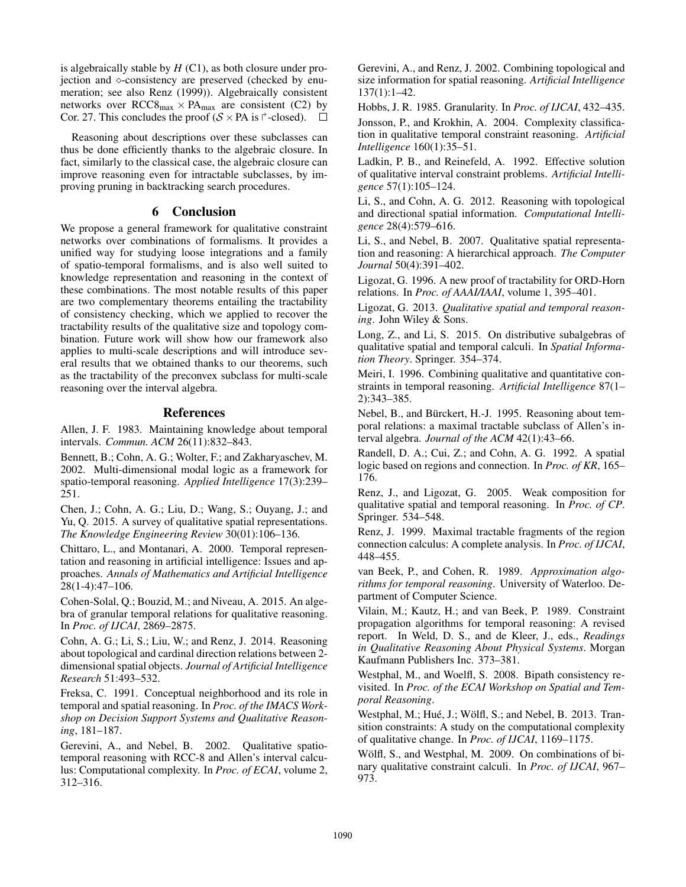is algebraically stable by $H$ (C1), as both closure under projection and $\diamond$-consistency are preserved (checked by enumeration; see also Renz (1999)). Algebraically consistent networks over $\mathrm{RCC8}_{\max} \times \mathrm{PA}_{\max}$ are consistent (C2) by Cor. 27. This concludes the proof ($\mathcal{S} \times \mathrm{PA}$ is $\Gamma$-closed). $\square$

Reasoning about descriptions over these subclasses can thus be done efficiently thanks to the algebraic closure. In fact, similarly to the classical case, the algebraic closure can improve reasoning even for intractable subclasses, by improving pruning in backtracking search procedures.

## 6 Conclusion

We propose a general framework for qualitative constraint networks over combinations of formalisms. It provides a unified way for studying loose integrations and a family of spatio-temporal formalisms, and is also well suited to knowledge representation and reasoning in the context of these combinations. The most notable results of this paper are two complementary theorems entailing the tractability of consistency checking, which we applied to recover the tractability results of the qualitative size and topology combination. Future work will show how our framework also applies to multi-scale descriptions and will introduce several results that we obtained thanks to our theorems, such as the tractability of the preconvex subclass for multi-scale reasoning over the interval algebra.

## References

Allen, J. F. 1983. Maintaining knowledge about temporal intervals. *Commun. ACM* 26(11):832–843.

Bennett, B.; Cohn, A. G.; Wolter, F.; and Zakharyaschev, M. 2002. Multi-dimensional modal logic as a framework for spatio-temporal reasoning. *Applied Intelligence* 17(3):239–251.

Chen, J.; Cohn, A. G.; Liu, D.; Wang, S.; Ouyang, J.; and Yu, Q. 2015. A survey of qualitative spatial representations. *The Knowledge Engineering Review* 30(01):106–136.

Chittaro, L., and Montanari, A. 2000. Temporal representation and reasoning in artificial intelligence: Issues and approaches. *Annals of Mathematics and Artificial Intelligence* 28(1-4):47–106.

Cohen-Solal, Q.; Bouzid, M.; and Niveau, A. 2015. An algebra of granular temporal relations for qualitative reasoning. In *Proc. of IJCAI*, 2869–2875.

Cohn, A. G.; Li, S.; Liu, W.; and Renz, J. 2014. Reasoning about topological and cardinal direction relations between 2-dimensional spatial objects. *Journal of Artificial Intelligence Research* 51:493–532.

Freksa, C. 1991. Conceptual neighborhood and its role in temporal and spatial reasoning. In *Proc. of the IMACS Workshop on Decision Support Systems and Qualitative Reasoning*, 181–187.

Gerevini, A., and Nebel, B. 2002. Qualitative spatio-temporal reasoning with RCC-8 and Allen's interval calculus: Computational complexity. In *Proc. of ECAI*, volume 2, 312–316.

Gerevini, A., and Renz, J. 2002. Combining topological and size information for spatial reasoning. *Artificial Intelligence* 137(1):1–42.

Hobbs, J. R. 1985. Granularity. In *Proc. of IJCAI*, 432–435.

Jonsson, P., and Krokhin, A. 2004. Complexity classification in qualitative temporal constraint reasoning. *Artificial Intelligence* 160(1):35–51.

Ladkin, P. B., and Reinefeld, A. 1992. Effective solution of qualitative interval constraint problems. *Artificial Intelligence* 57(1):105–124.

Li, S., and Cohn, A. G. 2012. Reasoning with topological and directional spatial information. *Computational Intelligence* 28(4):579–616.

Li, S., and Nebel, B. 2007. Qualitative spatial representation and reasoning: A hierarchical approach. *The Computer Journal* 50(4):391–402.

Ligozat, G. 1996. A new proof of tractability for ORD-Horn relations. In *Proc. of AAAI/IAAI*, volume 1, 395–401.

Ligozat, G. 2013. *Qualitative spatial and temporal reasoning*. John Wiley & Sons.

Long, Z., and Li, S. 2015. On distributive subalgebras of qualitative spatial and temporal calculi. In *Spatial Information Theory*. Springer. 354–374.

Meiri, I. 1996. Combining qualitative and quantitative constraints in temporal reasoning. *Artificial Intelligence* 87(1–2):343–385.

Nebel, B., and Bürckert, H.-J. 1995. Reasoning about temporal relations: a maximal tractable subclass of Allen's interval algebra. *Journal of the ACM* 42(1):43–66.

Randell, D. A.; Cui, Z.; and Cohn, A. G. 1992. A spatial logic based on regions and connection. In *Proc. of KR*, 165–176.

Renz, J., and Ligozat, G. 2005. Weak composition for qualitative spatial and temporal reasoning. In *Proc. of CP*. Springer. 534–548.

Renz, J. 1999. Maximal tractable fragments of the region connection calculus: A complete analysis. In *Proc. of IJCAI*, 448–455.

van Beek, P., and Cohen, R. 1989. *Approximation algorithms for temporal reasoning*. University of Waterloo. Department of Computer Science.

Vilain, M.; Kautz, H.; and van Beek, P. 1989. Constraint propagation algorithms for temporal reasoning: A revised report. In Weld, D. S., and de Kleer, J., eds., *Readings in Qualitative Reasoning About Physical Systems*. Morgan Kaufmann Publishers Inc. 373–381.

Westphal, M., and Woelfl, S. 2008. Bipath consistency revisited. In *Proc. of the ECAI Workshop on Spatial and Temporal Reasoning*.

Westphal, M.; Hué, J.; Wölfl, S.; and Nebel, B. 2013. Transition constraints: A study on the computational complexity of qualitative change. In *Proc. of IJCAI*, 1169–1175.

Wölfl, S., and Westphal, M. 2009. On combinations of binary qualitative constraint calculi. In *Proc. of IJCAI*, 967–973.